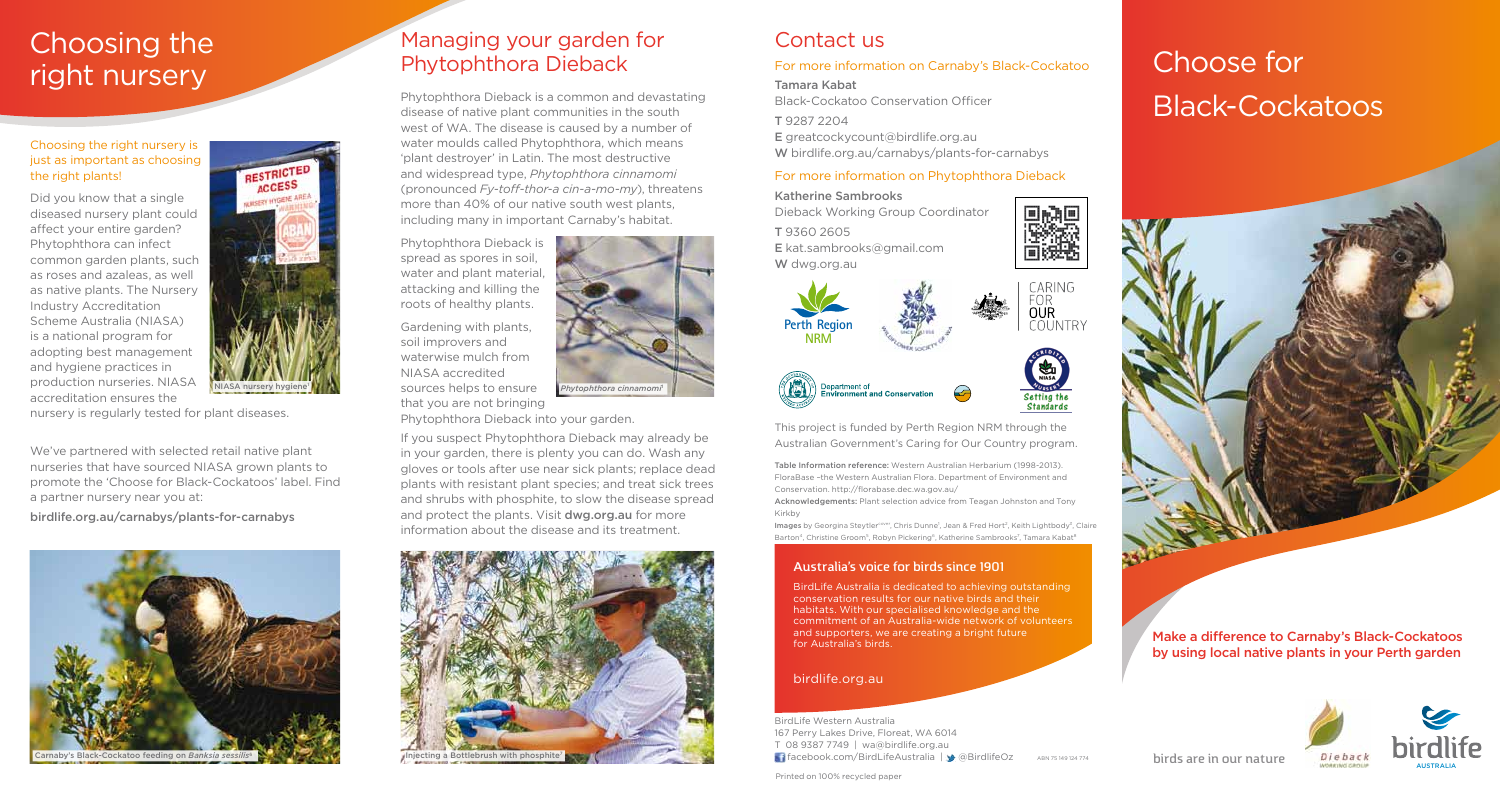# Choosing the right nursery

## Choosing the right nursery is just as important as choosing the right plants!

Did you know that a single diseased nursery plant could affect your entire garden? Phytophthora can infect common garden plants, such as roses and azaleas, as well as native plants. The Nursery Industry Accreditation Scheme Australia (NIASA) is a national program for adopting best management and hygiene practices in production nurseries. NIASA accreditation ensures the nursery is regularly tested for plant diseases.

NIASA nursery hygiene

We've partnered with selected retail native plant nurseries that have sourced NIASA grown plants to promote the 'Choose for Black-Cockatoos' label. Find a partner nursery near you at:

**birdlife.org.au/carnabys/plants-for-carnabys**

Carnaby's Black-Cockatoo feeding on *Banksia sessilis*[6]

# Managing your garden for Phytophthora Dieback

Phytophthora Dieback is a common and devastating disease of native plant communities in the south west of WA. The disease is caused by a number of water moulds called Phytophthora, which means 'plant destroyer' in Latin. The most destructive and widespread type, *Phytophthora cinnamomi* (pronounced *Fy-toff-thor-a cin-a-mo-my*), threatens more than 40% of our native south west plants, including many in important Carnaby's habitat.

Phytophthora Dieback is spread as spores in soil, water and plant material, attacking and killing the roots of healthy plants.

Gardening with plants, soil improvers and waterwise mulch from NIASA accredited sources helps to ensure that you are not bringing Phytophthora Dieback into your garden.

*Phytophthora cinnamomi*[7]

If you suspect Phytophthora Dieback may already be in your garden, there is plenty you can do. Wash any gloves or tools after use near sick plants; replace dead plants with resistant plant species; and treat sick trees and shrubs with phosphite, to slow the disease spread and protect the plants. Visit **dwg.org.au** for more information about the disease and its treatment.

Injecting a Bottlebrush with phosphite[7]

# Contact us

### For more information on Carnaby's Black-Cockatoo

**Tamara Kabat**
Black-Cockatoo Conservation Officer

**T** 9287 2204
**E** greatcockycount@birdlife.org.au
**W** birdlife.org.au/carnabys/plants-for-carnabys

### For more information on Phytophthora Dieback

**Katherine Sambrooks**
Dieback Working Group Coordinator

**T** 9360 2605
**E** kat.sambrooks@gmail.com
**W** dwg.org.au

Perth Region NRM

Caring for our Country

Department of Environment and Conservation

Setting the Standards

This project is funded by Perth Region NRM through the Australian Government's Caring for Our Country program.

**Table Information reference:** Western Australian Herbarium (1998-2013). FloraBase –the Western Australian Flora. Department of Environment and Conservation. http://florabase.dec.wa.gov.au/

**Acknowledgements:** Plant selection advice from Teagan Johnston and Tony Kirkby

**Images** by Georgina Steytler[cover], Chris Dunne[1], Jean & Fred Hort[2], Keith Lightbody[3], Claire Barton[4], Christine Groom[5], Robyn Pickering[6], Katherine Sambrooks[7], Tamara Kabat[8]

### Australia's voice for birds since 1901

BirdLife Australia is dedicated to achieving outstanding conservation results for our native birds and their habitats. With our specialised knowledge and the commitment of an Australia-wide network of volunteers and supporters, we are creating a bright future for Australia's birds.

birdlife.org.au

BirdLife Western Australia
167 Perry Lakes Drive, Floreat, WA 6014
T 08 9387 7749 | wa@birdlife.org.au
facebook.com/BirdLifeAustralia | @BirdlifeOz ABN 75 149 124 774

Printed on 100% recycled paper

# Choose for Black-Cockatoos

**Make a difference to Carnaby's Black-Cockatoos by using local native plants in your Perth garden**

birds are in our nature

Dieback Working Group

birdlife AUSTRALIA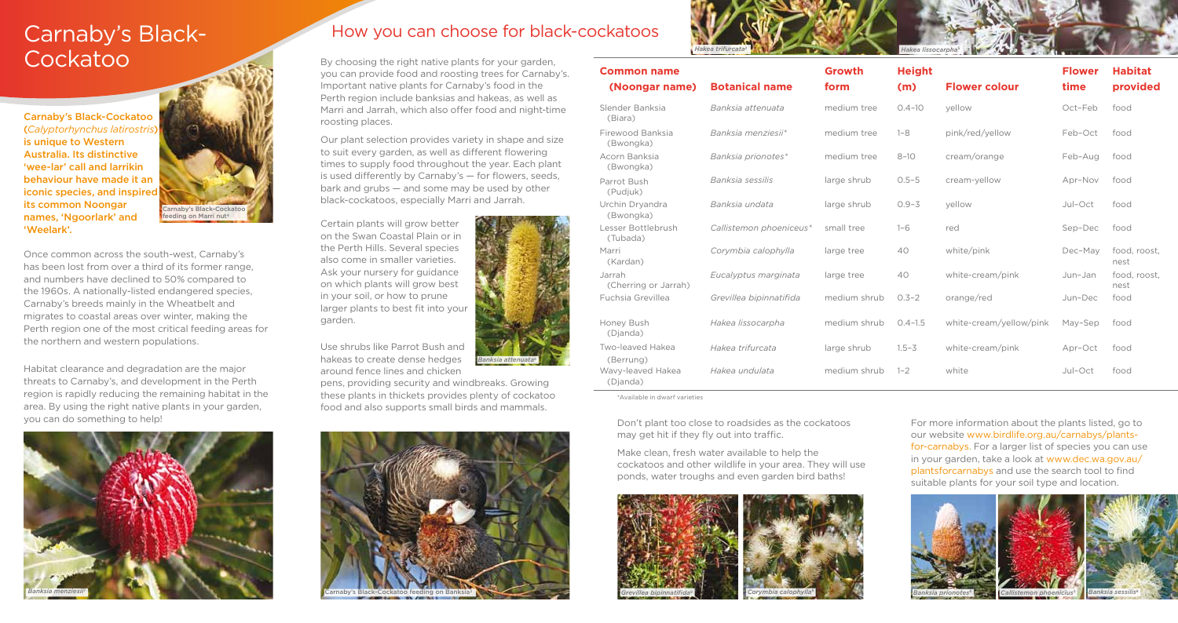# Carnaby's Black-Cockatoo

**Carnaby's Black-Cockatoo (*Calyptorhynchus latirostris*) is unique to Western Australia. Its distinctive 'wee-lar' call and larrikin behaviour have made it an iconic species, and inspired its common Noongar names, 'Ngoorlark' and 'Weelark'.**

Carnaby's Black-Cockatoo feeding on Marri nut[6]

Once common across the south-west, Carnaby's has been lost from over a third of its former range, and numbers have declined to 50% compared to the 1960s. A nationally-listed endangered species, Carnaby's breeds mainly in the Wheatbelt and migrates to coastal areas over winter, making the Perth region one of the most critical feeding areas for the northern and western populations.

Habitat clearance and degradation are the major threats to Carnaby's, and development in the Perth region is rapidly reducing the remaining habitat in the area. By using the right native plants in your garden, you can do something to help!

*Banksia menziesii*[7]

## How you can choose for black-cockatoos

By choosing the right native plants for your garden, you can provide food and roosting trees for Carnaby's. Important native plants for Carnaby's food in the Perth region include banksias and hakeas, as well as Marri and Jarrah, which also offer food and night-time roosting places.

Our plant selection provides variety in shape and size to suit every garden, as well as different flowering times to supply food throughout the year. Each plant is used differently by Carnaby's — for flowers, seeds, bark and grubs — and some may be used by other black-cockatoos, especially Marri and Jarrah.

Certain plants will grow better on the Swan Coastal Plain or in the Perth Hills. Several species also come in smaller varieties. Ask your nursery for guidance on which plants will grow best in your soil, or how to prune larger plants to best fit into your garden.

*Banksia attenuata*[8]

Use shrubs like Parrot Bush and hakeas to create dense hedges around fence lines and chicken pens, providing security and windbreaks. Growing these plants in thickets provides plenty of cockatoo food and also supports small birds and mammals.

Carnaby's Black-Cockatoo feeding on Banksia[2]

*Hakea trifurcata*[3] *Hakea lissocarpha*[3]

| Common name (Noongar name) | Botanical name | Growth form | Height (m) | Flower colour | Flower time | Habitat provided |
|---|---|---|---|---|---|---|
| Slender Banksia (Biara) | *Banksia attenuata* | medium tree | 0.4–10 | yellow | Oct–Feb | food |
| Firewood Banksia (Bwongka) | *Banksia menziesii** | medium tree | 1–8 | pink/red/yellow | Feb–Oct | food |
| Acorn Banksia (Bwongka) | *Banksia prionotes** | medium tree | 8–10 | cream/orange | Feb–Aug | food |
| Parrot Bush (Pudjuk) | *Banksia sessilis* | large shrub | 0.5–5 | cream-yellow | Apr–Nov | food |
| Urchin Dryandra (Bwongka) | *Banksia undata* | large shrub | 0.9–3 | yellow | Jul–Oct | food |
| Lesser Bottlebrush (Tubada) | *Callistemon phoeniceus** | small tree | 1–6 | red | Sep–Dec | food |
| Marri (Kardan) | *Corymbia calophylla* | large tree | 40 | white/pink | Dec–May | food, roost, nest |
| Jarrah (Cherring or Jarrah) | *Eucalyptus marginata* | large tree | 40 | white-cream/pink | Jun–Jan | food, roost, nest |
| Fuchsia Grevillea | *Grevillea bipinnatifida* | medium shrub | 0.3–2 | orange/red | Jun–Dec | food |
| Honey Bush (Djanda) | *Hakea lissocarpha* | medium shrub | 0.4–1.5 | white-cream/yellow/pink | May–Sep | food |
| Two-leaved Hakea (Berrung) | *Hakea trifurcata* | large shrub | 1.5–3 | white-cream/pink | Apr–Oct | food |
| Wavy-leaved Hakea (Djanda) | *Hakea undulata* | medium shrub | 1–2 | white | Jul–Oct | food |

*Available in dwarf varieties

Don't plant too close to roadsides as the cockatoos may get hit if they fly out into traffic.

Make clean, fresh water available to help the cockatoos and other wildlife in your area. They will use ponds, water troughs and even garden bird baths!

*Grevillea bipinnatifida*[3] *Corymbia calophylla*[4]

For more information about the plants listed, go to our website www.birdlife.org.au/carnabys/plants-for-carnabys. For a larger list of species you can use in your garden, take a look at www.dec.wa.gov.au/plantsforcarnabys and use the search tool to find suitable plants for your soil type and location.

*Banksia prionotes*[5] *Callistemon phoenicius*[3] *Banksia sessilis*[6]